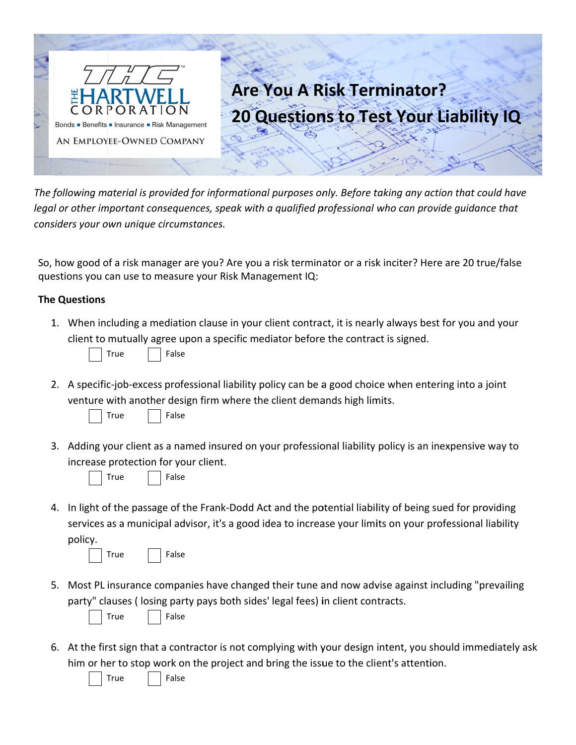THE HARTWELL CORPORATION

Bonds ▪ Benefits ▪ Insurance ▪ Risk Management

AN EMPLOYEE-OWNED COMPANY

# Are You A Risk Terminator?
# 20 Questions to Test Your Liability IQ

*The following material is provided for informational purposes only. Before taking any action that could have legal or other important consequences, speak with a qualified professional who can provide guidance that considers your own unique circumstances.*

So, how good of a risk manager are you? Are you a risk terminator or a risk inciter? Here are 20 true/false questions you can use to measure your Risk Management IQ:

**The Questions**

1. When including a mediation clause in your client contract, it is nearly always best for you and your client to mutually agree upon a specific mediator before the contract is signed.

   ☐ True ☐ False

2. A specific-job-excess professional liability policy can be a good choice when entering into a joint venture with another design firm where the client demands high limits.

   ☐ True ☐ False

3. Adding your client as a named insured on your professional liability policy is an inexpensive way to increase protection for your client.

   ☐ True ☐ False

4. In light of the passage of the Frank-Dodd Act and the potential liability of being sued for providing services as a municipal advisor, it's a good idea to increase your limits on your professional liability policy.

   ☐ True ☐ False

5. Most PL insurance companies have changed their tune and now advise against including "prevailing party" clauses ( losing party pays both sides' legal fees) in client contracts.

   ☐ True ☐ False

6. At the first sign that a contractor is not complying with your design intent, you should immediately ask him or her to stop work on the project and bring the issue to the client's attention.

   ☐ True ☐ False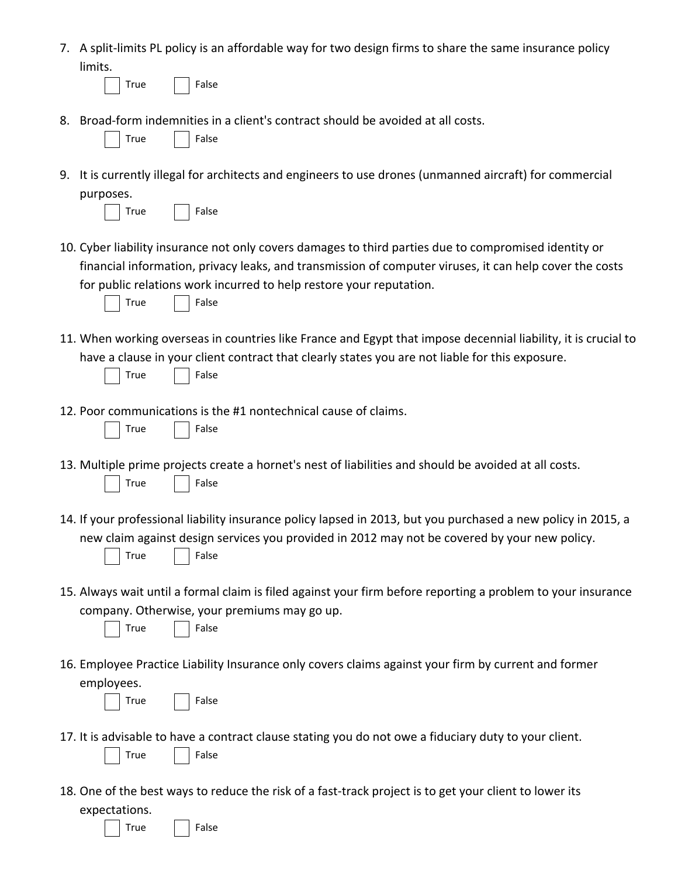7. A split-limits PL policy is an affordable way for two design firms to share the same insurance policy limits.

   ☐ True ☐ False

8. Broad-form indemnities in a client's contract should be avoided at all costs.

   ☐ True ☐ False

9. It is currently illegal for architects and engineers to use drones (unmanned aircraft) for commercial purposes.

   ☐ True ☐ False

10. Cyber liability insurance not only covers damages to third parties due to compromised identity or financial information, privacy leaks, and transmission of computer viruses, it can help cover the costs for public relations work incurred to help restore your reputation.

    ☐ True ☐ False

11. When working overseas in countries like France and Egypt that impose decennial liability, it is crucial to have a clause in your client contract that clearly states you are not liable for this exposure.

    ☐ True ☐ False

12. Poor communications is the #1 nontechnical cause of claims.

    ☐ True ☐ False

13. Multiple prime projects create a hornet's nest of liabilities and should be avoided at all costs.

    ☐ True ☐ False

14. If your professional liability insurance policy lapsed in 2013, but you purchased a new policy in 2015, a new claim against design services you provided in 2012 may not be covered by your new policy.

    ☐ True ☐ False

15. Always wait until a formal claim is filed against your firm before reporting a problem to your insurance company. Otherwise, your premiums may go up.

    ☐ True ☐ False

16. Employee Practice Liability Insurance only covers claims against your firm by current and former employees.

    ☐ True ☐ False

17. It is advisable to have a contract clause stating you do not owe a fiduciary duty to your client.

    ☐ True ☐ False

18. One of the best ways to reduce the risk of a fast-track project is to get your client to lower its expectations.

    ☐ True ☐ False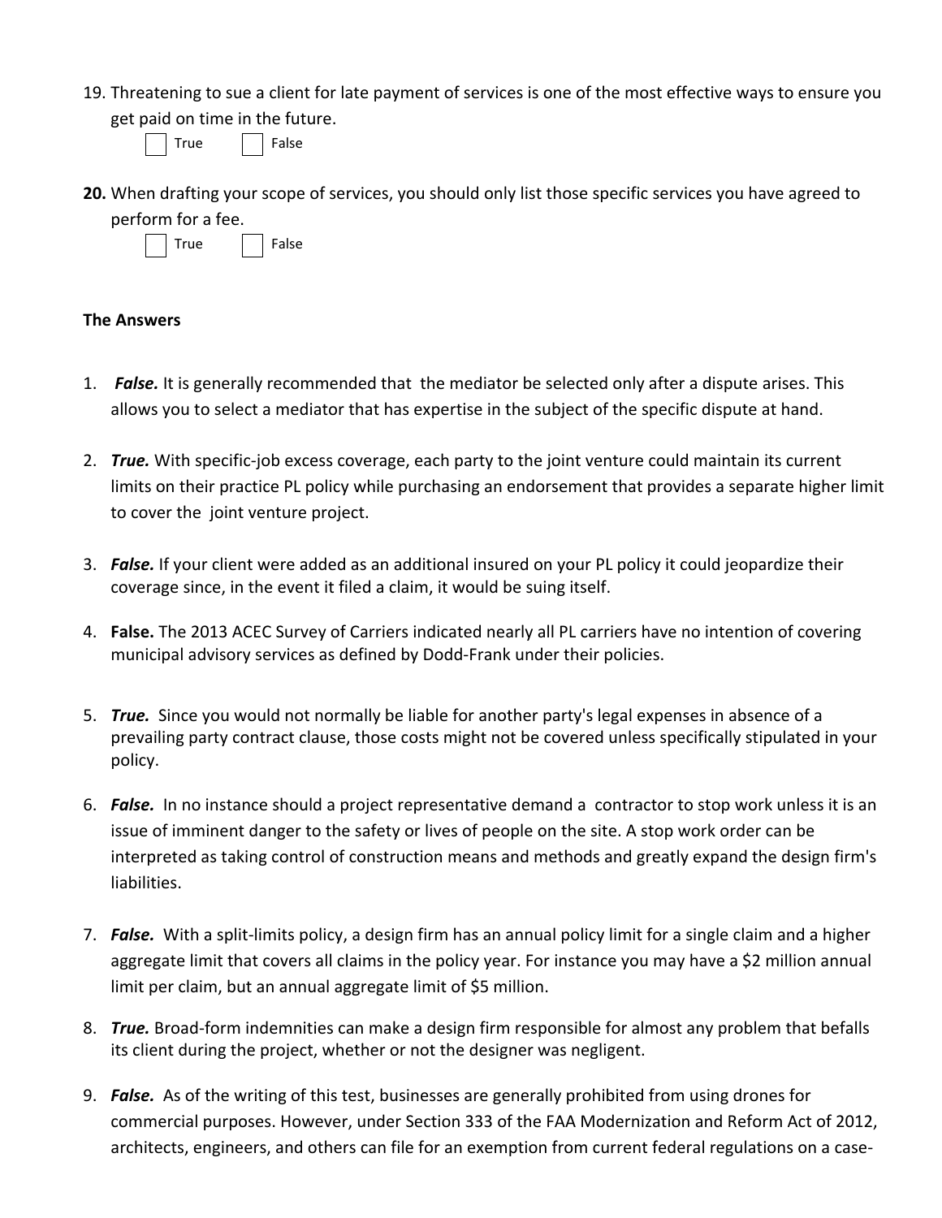19. Threatening to sue a client for late payment of services is one of the most effective ways to ensure you get paid on time in the future.

    ☐ True ☐ False

**20.** When drafting your scope of services, you should only list those specific services you have agreed to perform for a fee.

    ☐ True ☐ False

**The Answers**

1. ***False.*** It is generally recommended that the mediator be selected only after a dispute arises. This allows you to select a mediator that has expertise in the subject of the specific dispute at hand.

2. ***True.*** With specific-job excess coverage, each party to the joint venture could maintain its current limits on their practice PL policy while purchasing an endorsement that provides a separate higher limit to cover the joint venture project.

3. ***False.*** If your client were added as an additional insured on your PL policy it could jeopardize their coverage since, in the event it filed a claim, it would be suing itself.

4. **False.** The 2013 ACEC Survey of Carriers indicated nearly all PL carriers have no intention of covering municipal advisory services as defined by Dodd-Frank under their policies.

5. ***True.*** Since you would not normally be liable for another party's legal expenses in absence of a prevailing party contract clause, those costs might not be covered unless specifically stipulated in your policy.

6. ***False.*** In no instance should a project representative demand a contractor to stop work unless it is an issue of imminent danger to the safety or lives of people on the site. A stop work order can be interpreted as taking control of construction means and methods and greatly expand the design firm's liabilities.

7. ***False.*** With a split-limits policy, a design firm has an annual policy limit for a single claim and a higher aggregate limit that covers all claims in the policy year. For instance you may have a $2 million annual limit per claim, but an annual aggregate limit of $5 million.

8. ***True.*** Broad-form indemnities can make a design firm responsible for almost any problem that befalls its client during the project, whether or not the designer was negligent.

9. ***False.*** As of the writing of this test, businesses are generally prohibited from using drones for commercial purposes. However, under Section 333 of the FAA Modernization and Reform Act of 2012, architects, engineers, and others can file for an exemption from current federal regulations on a case-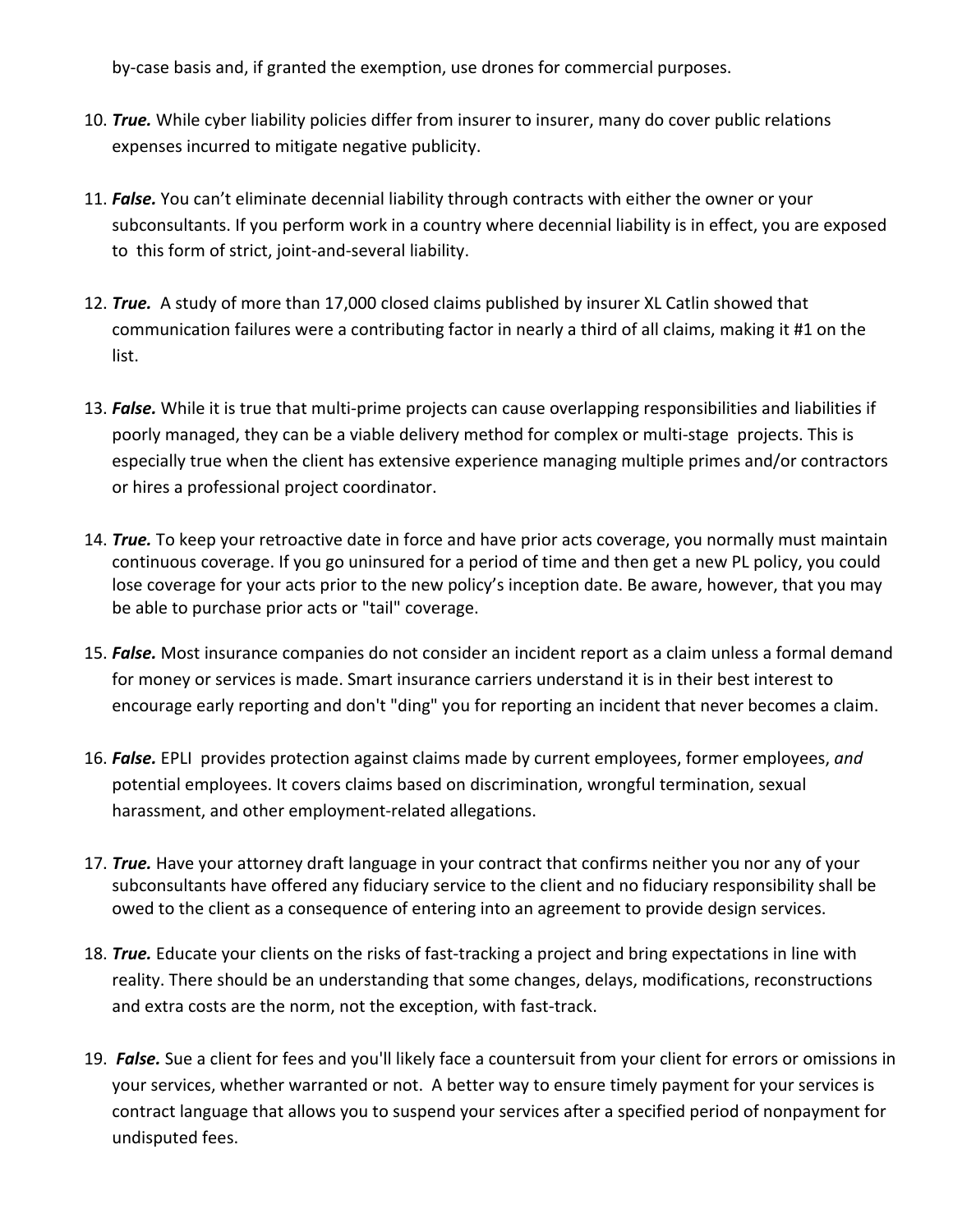by-case basis and, if granted the exemption, use drones for commercial purposes.

10. ***True.*** While cyber liability policies differ from insurer to insurer, many do cover public relations expenses incurred to mitigate negative publicity.

11. ***False.*** You can't eliminate decennial liability through contracts with either the owner or your subconsultants. If you perform work in a country where decennial liability is in effect, you are exposed to this form of strict, joint-and-several liability.

12. ***True.*** A study of more than 17,000 closed claims published by insurer XL Catlin showed that communication failures were a contributing factor in nearly a third of all claims, making it #1 on the list.

13. ***False.*** While it is true that multi-prime projects can cause overlapping responsibilities and liabilities if poorly managed, they can be a viable delivery method for complex or multi-stage projects. This is especially true when the client has extensive experience managing multiple primes and/or contractors or hires a professional project coordinator.

14. ***True.*** To keep your retroactive date in force and have prior acts coverage, you normally must maintain continuous coverage. If you go uninsured for a period of time and then get a new PL policy, you could lose coverage for your acts prior to the new policy's inception date. Be aware, however, that you may be able to purchase prior acts or "tail" coverage.

15. ***False.*** Most insurance companies do not consider an incident report as a claim unless a formal demand for money or services is made. Smart insurance carriers understand it is in their best interest to encourage early reporting and don't "ding" you for reporting an incident that never becomes a claim.

16. ***False.*** EPLI provides protection against claims made by current employees, former employees, *and* potential employees. It covers claims based on discrimination, wrongful termination, sexual harassment, and other employment-related allegations.

17. ***True.*** Have your attorney draft language in your contract that confirms neither you nor any of your subconsultants have offered any fiduciary service to the client and no fiduciary responsibility shall be owed to the client as a consequence of entering into an agreement to provide design services.

18. ***True.*** Educate your clients on the risks of fast-tracking a project and bring expectations in line with reality. There should be an understanding that some changes, delays, modifications, reconstructions and extra costs are the norm, not the exception, with fast-track.

19. ***False.*** Sue a client for fees and you'll likely face a countersuit from your client for errors or omissions in your services, whether warranted or not. A better way to ensure timely payment for your services is contract language that allows you to suspend your services after a specified period of nonpayment for undisputed fees.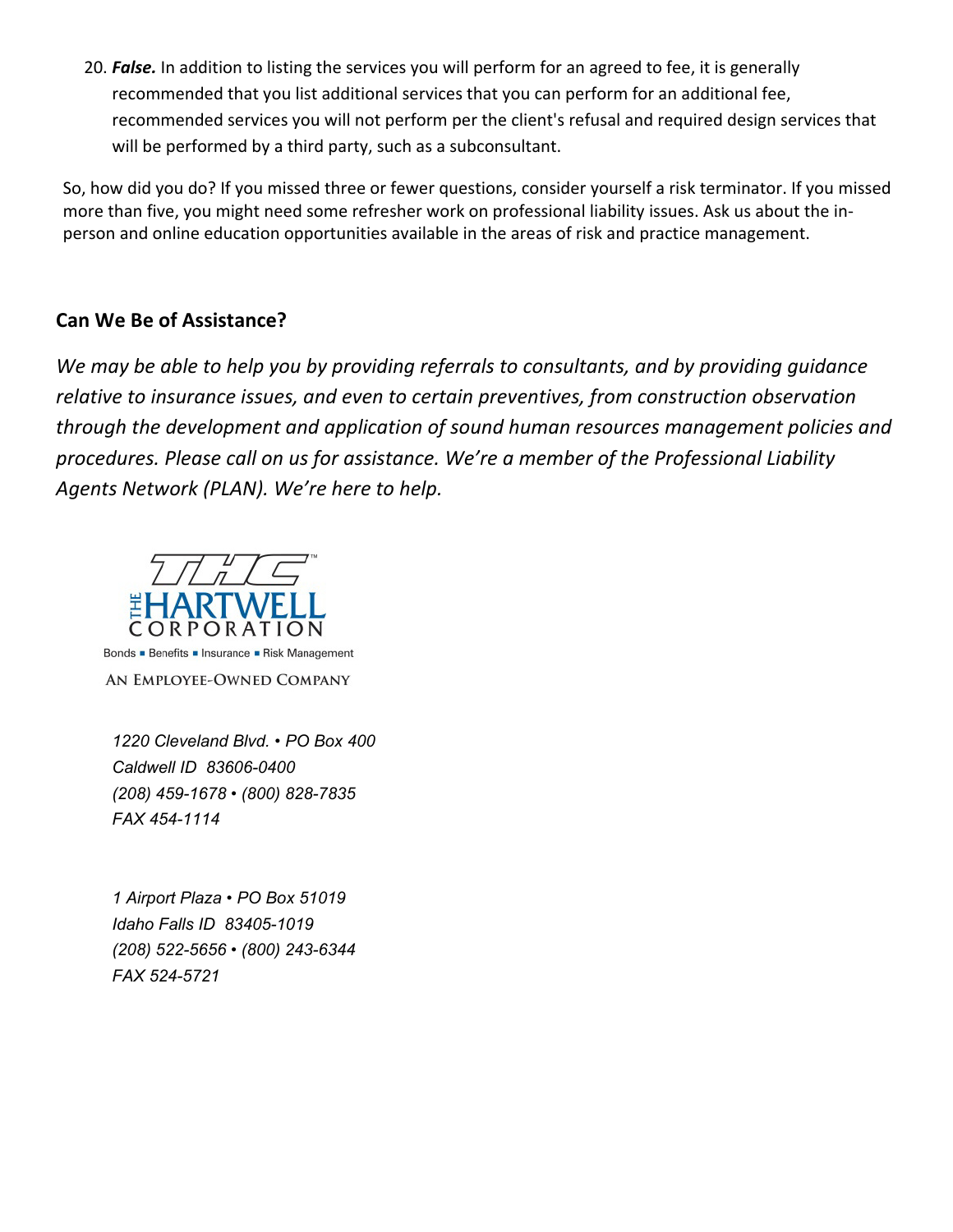20. ***False.*** In addition to listing the services you will perform for an agreed to fee, it is generally recommended that you list additional services that you can perform for an additional fee, recommended services you will not perform per the client's refusal and required design services that will be performed by a third party, such as a subconsultant.

So, how did you do? If you missed three or fewer questions, consider yourself a risk terminator. If you missed more than five, you might need some refresher work on professional liability issues. Ask us about the in-person and online education opportunities available in the areas of risk and practice management.

### Can We Be of Assistance?

*We may be able to help you by providing referrals to consultants, and by providing guidance relative to insurance issues, and even to certain preventives, from construction observation through the development and application of sound human resources management policies and procedures. Please call on us for assistance. We're a member of the Professional Liability Agents Network (PLAN). We're here to help.*

THC™
THE HARTWELL CORPORATION
Bonds ▪ Benefits ▪ Insurance ▪ Risk Management
AN EMPLOYEE-OWNED COMPANY

*1220 Cleveland Blvd. • PO Box 400*
*Caldwell ID 83606-0400*
*(208) 459-1678 • (800) 828-7835*
*FAX 454-1114*

*1 Airport Plaza • PO Box 51019*
*Idaho Falls ID 83405-1019*
*(208) 522-5656 • (800) 243-6344*
*FAX 524-5721*